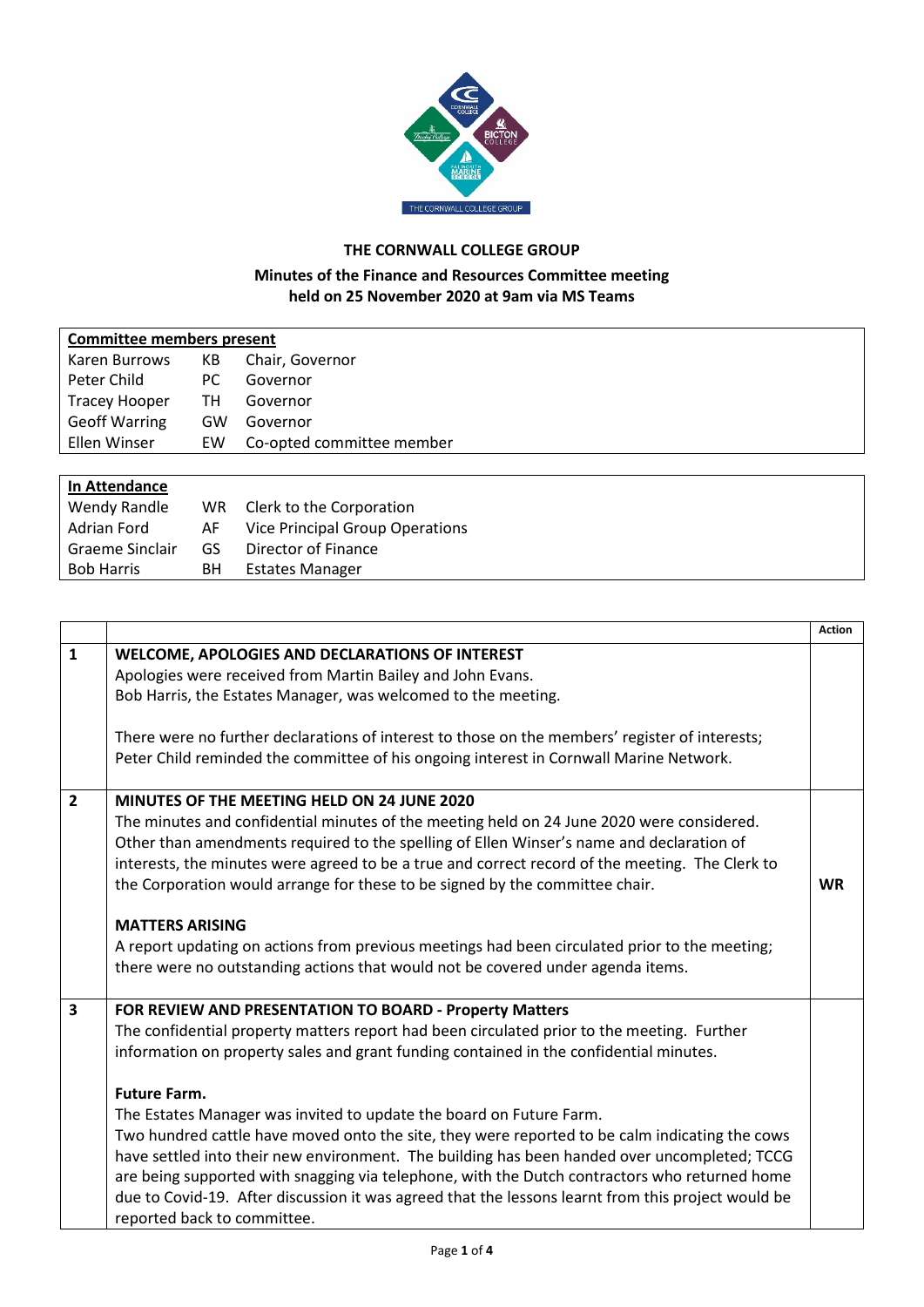**THE CORNWALL COLLEGE GROUP**

**Minutes of the Finance and Resources Committee meeting held on 25 November 2020 at 9am via MS Teams**

| **Committee members present** | | |
|---|---|---|
| Karen Burrows | KB | Chair, Governor |
| Peter Child | PC | Governor |
| Tracey Hooper | TH | Governor |
| Geoff Warring | GW | Governor |
| Ellen Winser | EW | Co-opted committee member |

| **In Attendance** | | |
|---|---|---|
| Wendy Randle | WR | Clerk to the Corporation |
| Adrian Ford | AF | Vice Principal Group Operations |
| Graeme Sinclair | GS | Director of Finance |
| Bob Harris | BH | Estates Manager |

| | | **Action** |
|---|---|---|
| **1** | **WELCOME, APOLOGIES AND DECLARATIONS OF INTEREST**<br>Apologies were received from Martin Bailey and John Evans.<br>Bob Harris, the Estates Manager, was welcomed to the meeting.<br><br>There were no further declarations of interest to those on the members' register of interests; Peter Child reminded the committee of his ongoing interest in Cornwall Marine Network. | |
| **2** | **MINUTES OF THE MEETING HELD ON 24 JUNE 2020**<br>The minutes and confidential minutes of the meeting held on 24 June 2020 were considered. Other than amendments required to the spelling of Ellen Winser's name and declaration of interests, the minutes were agreed to be a true and correct record of the meeting. The Clerk to the Corporation would arrange for these to be signed by the committee chair.<br><br>**MATTERS ARISING**<br>A report updating on actions from previous meetings had been circulated prior to the meeting; there were no outstanding actions that would not be covered under agenda items. | **WR** |
| **3** | **FOR REVIEW AND PRESENTATION TO BOARD - Property Matters**<br>The confidential property matters report had been circulated prior to the meeting. Further information on property sales and grant funding contained in the confidential minutes.<br><br>**Future Farm.**<br>The Estates Manager was invited to update the board on Future Farm.<br>Two hundred cattle have moved onto the site, they were reported to be calm indicating the cows have settled into their new environment. The building has been handed over uncompleted; TCCG are being supported with snagging via telephone, with the Dutch contractors who returned home due to Covid-19. After discussion it was agreed that the lessons learnt from this project would be reported back to committee. | |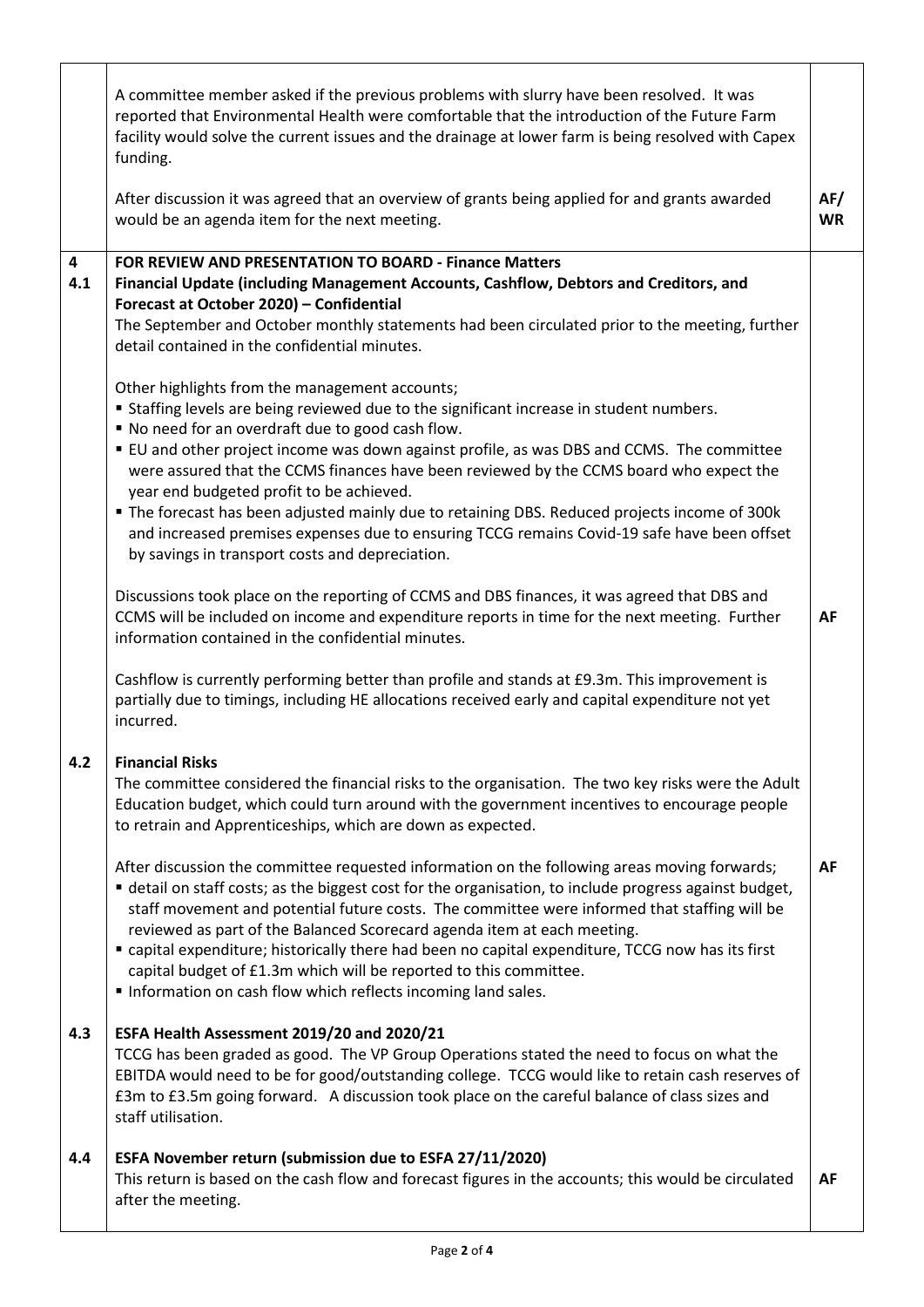| | | |
|---|---|---|
| | A committee member asked if the previous problems with slurry have been resolved. It was reported that Environmental Health were comfortable that the introduction of the Future Farm facility would solve the current issues and the drainage at lower farm is being resolved with Capex funding.<br><br>After discussion it was agreed that an overview of grants being applied for and grants awarded would be an agenda item for the next meeting. | **AF/ WR** |
| **4**<br>**4.1** | **FOR REVIEW AND PRESENTATION TO BOARD - Finance Matters**<br>**Financial Update (including Management Accounts, Cashflow, Debtors and Creditors, and Forecast at October 2020) – Confidential**<br>The September and October monthly statements had been circulated prior to the meeting, further detail contained in the confidential minutes.<br><br>Other highlights from the management accounts;<br>▪ Staffing levels are being reviewed due to the significant increase in student numbers.<br>▪ No need for an overdraft due to good cash flow.<br>▪ EU and other project income was down against profile, as was DBS and CCMS. The committee were assured that the CCMS finances have been reviewed by the CCMS board who expect the year end budgeted profit to be achieved.<br>▪ The forecast has been adjusted mainly due to retaining DBS. Reduced projects income of 300k and increased premises expenses due to ensuring TCCG remains Covid-19 safe have been offset by savings in transport costs and depreciation.<br><br>Discussions took place on the reporting of CCMS and DBS finances, it was agreed that DBS and CCMS will be included on income and expenditure reports in time for the next meeting. Further information contained in the confidential minutes.<br><br>Cashflow is currently performing better than profile and stands at £9.3m. This improvement is partially due to timings, including HE allocations received early and capital expenditure not yet incurred. | **AF** |
| **4.2** | **Financial Risks**<br>The committee considered the financial risks to the organisation. The two key risks were the Adult Education budget, which could turn around with the government incentives to encourage people to retrain and Apprenticeships, which are down as expected.<br><br>After discussion the committee requested information on the following areas moving forwards;<br>▪ detail on staff costs; as the biggest cost for the organisation, to include progress against budget, staff movement and potential future costs. The committee were informed that staffing will be reviewed as part of the Balanced Scorecard agenda item at each meeting.<br>▪ capital expenditure; historically there had been no capital expenditure, TCCG now has its first capital budget of £1.3m which will be reported to this committee.<br>▪ Information on cash flow which reflects incoming land sales. | **AF** |
| **4.3** | **ESFA Health Assessment 2019/20 and 2020/21**<br>TCCG has been graded as good. The VP Group Operations stated the need to focus on what the EBITDA would need to be for good/outstanding college. TCCG would like to retain cash reserves of £3m to £3.5m going forward. A discussion took place on the careful balance of class sizes and staff utilisation. | |
| **4.4** | **ESFA November return (submission due to ESFA 27/11/2020)**<br>This return is based on the cash flow and forecast figures in the accounts; this would be circulated after the meeting. | **AF** |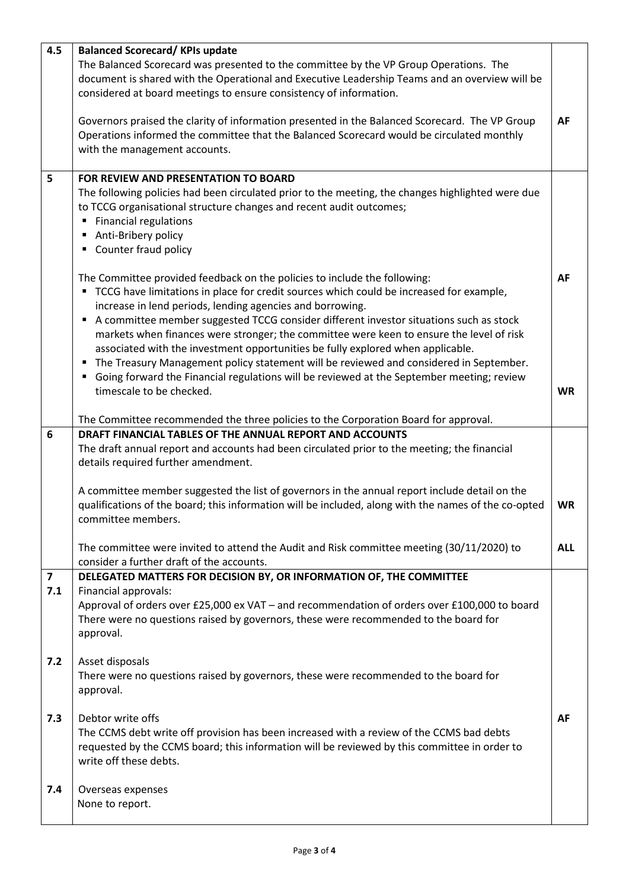| | | |
|---|---|---|
| 4.5 | **Balanced Scorecard/ KPIs update**<br>The Balanced Scorecard was presented to the committee by the VP Group Operations. The document is shared with the Operational and Executive Leadership Teams and an overview will be considered at board meetings to ensure consistency of information.<br><br>Governors praised the clarity of information presented in the Balanced Scorecard. The VP Group Operations informed the committee that the Balanced Scorecard would be circulated monthly with the management accounts. | **AF** |
| 5 | **FOR REVIEW AND PRESENTATION TO BOARD**<br>The following policies had been circulated prior to the meeting, the changes highlighted were due to TCCG organisational structure changes and recent audit outcomes;<br>▪ Financial regulations<br>▪ Anti-Bribery policy<br>▪ Counter fraud policy<br><br>The Committee provided feedback on the policies to include the following:<br>▪ TCCG have limitations in place for credit sources which could be increased for example, increase in lend periods, lending agencies and borrowing.<br>▪ A committee member suggested TCCG consider different investor situations such as stock markets when finances were stronger; the committee were keen to ensure the level of risk associated with the investment opportunities be fully explored when applicable.<br>▪ The Treasury Management policy statement will be reviewed and considered in September.<br>▪ Going forward the Financial regulations will be reviewed at the September meeting; review timescale to be checked.<br><br>The Committee recommended the three policies to the Corporation Board for approval. | **AF**<br><br>**WR** |
| 6 | **DRAFT FINANCIAL TABLES OF THE ANNUAL REPORT AND ACCOUNTS**<br>The draft annual report and accounts had been circulated prior to the meeting; the financial details required further amendment.<br><br>A committee member suggested the list of governors in the annual report include detail on the qualifications of the board; this information will be included, along with the names of the co-opted committee members.<br><br>The committee were invited to attend the Audit and Risk committee meeting (30/11/2020) to consider a further draft of the accounts. | **WR**<br><br>**ALL** |
| 7<br>7.1 | **DELEGATED MATTERS FOR DECISION BY, OR INFORMATION OF, THE COMMITTEE**<br>Financial approvals:<br>Approval of orders over £25,000 ex VAT – and recommendation of orders over £100,000 to board<br>There were no questions raised by governors, these were recommended to the board for approval. | |
| 7.2 | Asset disposals<br>There were no questions raised by governors, these were recommended to the board for approval. | |
| 7.3 | Debtor write offs<br>The CCMS debt write off provision has been increased with a review of the CCMS bad debts requested by the CCMS board; this information will be reviewed by this committee in order to write off these debts. | **AF** |
| 7.4 | Overseas expenses<br>None to report. | |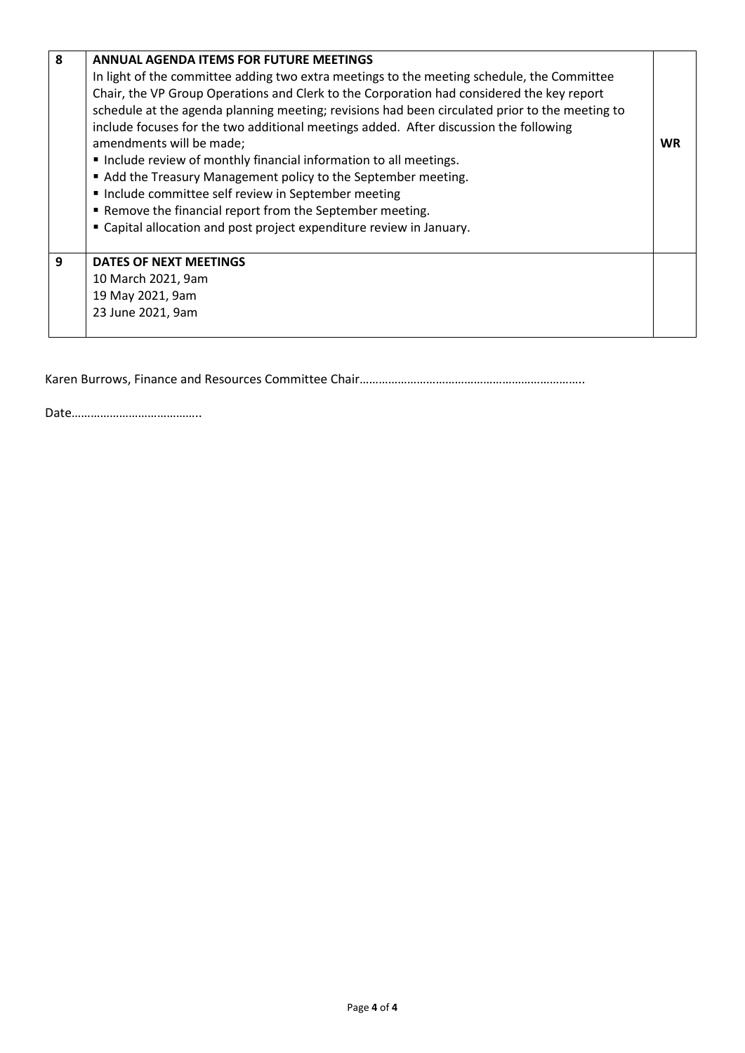| | | |
|---|---|---|
| 8 | **ANNUAL AGENDA ITEMS FOR FUTURE MEETINGS**<br>In light of the committee adding two extra meetings to the meeting schedule, the Committee Chair, the VP Group Operations and Clerk to the Corporation had considered the key report schedule at the agenda planning meeting; revisions had been circulated prior to the meeting to include focuses for the two additional meetings added. After discussion the following amendments will be made;<br>▪ Include review of monthly financial information to all meetings.<br>▪ Add the Treasury Management policy to the September meeting.<br>▪ Include committee self review in September meeting<br>▪ Remove the financial report from the September meeting.<br>▪ Capital allocation and post project expenditure review in January. | **WR** |
| 9 | **DATES OF NEXT MEETINGS**<br>10 March 2021, 9am<br>19 May 2021, 9am<br>23 June 2021, 9am | |

Karen Burrows, Finance and Resources Committee Chair…………………………………………………………….

Date…………………………………..